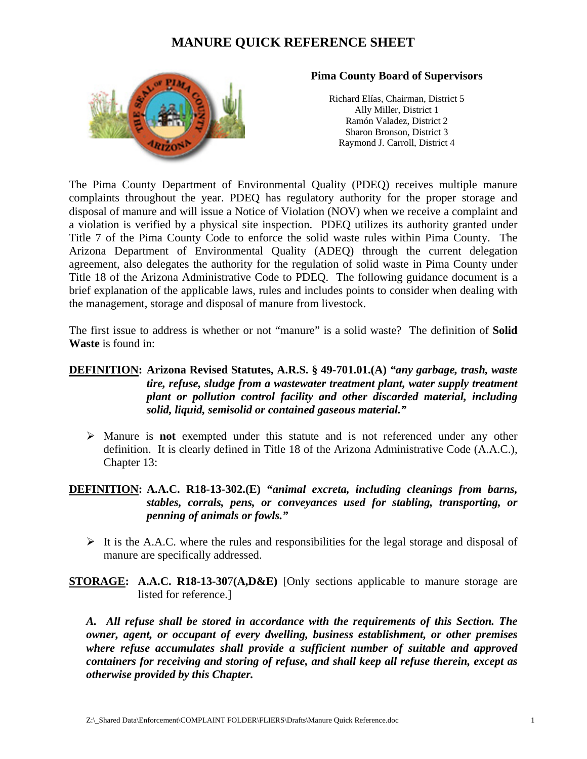# MANURE QUICK REFERENCE SHEET

**Pima County Board of Supervisors**

Richard Elías, Chairman, District 5
Ally Miller, District 1
Ramón Valadez, District 2
Sharon Bronson, District 3
Raymond J. Carroll, District 4

The Pima County Department of Environmental Quality (PDEQ) receives multiple manure complaints throughout the year. PDEQ has regulatory authority for the proper storage and disposal of manure and will issue a Notice of Violation (NOV) when we receive a complaint and a violation is verified by a physical site inspection. PDEQ utilizes its authority granted under Title 7 of the Pima County Code to enforce the solid waste rules within Pima County. The Arizona Department of Environmental Quality (ADEQ) through the current delegation agreement, also delegates the authority for the regulation of solid waste in Pima County under Title 18 of the Arizona Administrative Code to PDEQ. The following guidance document is a brief explanation of the applicable laws, rules and includes points to consider when dealing with the management, storage and disposal of manure from livestock.

The first issue to address is whether or not "manure" is a solid waste? The definition of **Solid Waste** is found in:

**DEFINITION: Arizona Revised Statutes, A.R.S. § 49-701.01.(A)** ***"any garbage, trash, waste tire, refuse, sludge from a wastewater treatment plant, water supply treatment plant or pollution control facility and other discarded material, including solid, liquid, semisolid or contained gaseous material."***

- Manure is **not** exempted under this statute and is not referenced under any other definition. It is clearly defined in Title 18 of the Arizona Administrative Code (A.A.C.), Chapter 13:

**DEFINITION: A.A.C. R18-13-302.(E)** ***"animal excreta, including cleanings from barns, stables, corrals, pens, or conveyances used for stabling, transporting, or penning of animals or fowls."***

- It is the A.A.C. where the rules and responsibilities for the legal storage and disposal of manure are specifically addressed.

**STORAGE: A.A.C. R18-13-307(A,D&E)** [Only sections applicable to manure storage are listed for reference.]

***A. All refuse shall be stored in accordance with the requirements of this Section. The owner, agent, or occupant of every dwelling, business establishment, or other premises where refuse accumulates shall provide a sufficient number of suitable and approved containers for receiving and storing of refuse, and shall keep all refuse therein, except as otherwise provided by this Chapter.***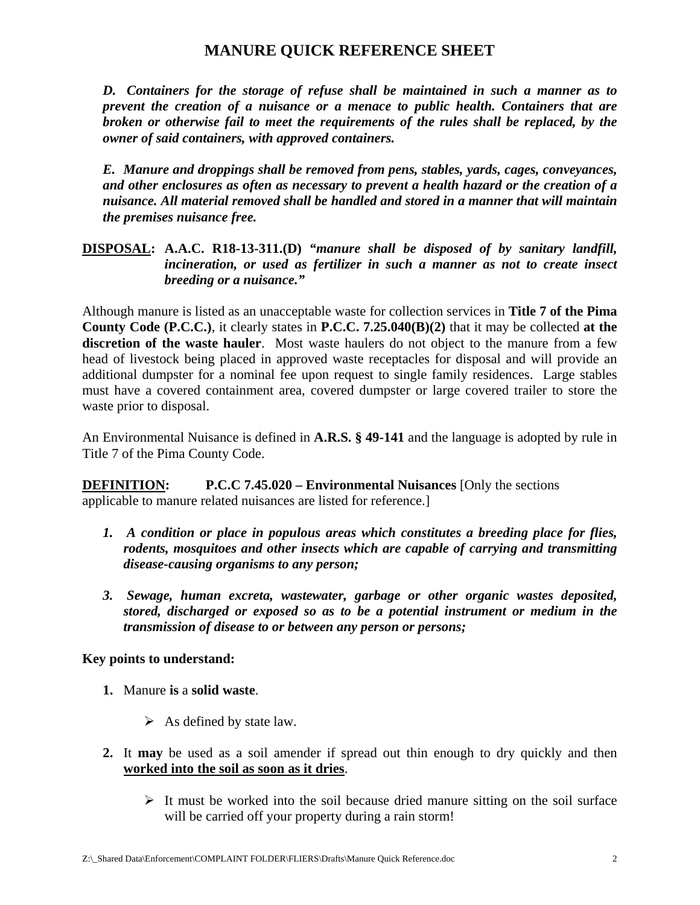# MANURE QUICK REFERENCE SHEET

***D. Containers for the storage of refuse shall be maintained in such a manner as to prevent the creation of a nuisance or a menace to public health. Containers that are broken or otherwise fail to meet the requirements of the rules shall be replaced, by the owner of said containers, with approved containers.***

***E. Manure and droppings shall be removed from pens, stables, yards, cages, conveyances, and other enclosures as often as necessary to prevent a health hazard or the creation of a nuisance. All material removed shall be handled and stored in a manner that will maintain the premises nuisance free.***

**<u>DISPOSAL</u>: A.A.C. R18-13-311.(D)** ***"manure shall be disposed of by sanitary landfill, incineration, or used as fertilizer in such a manner as not to create insect breeding or a nuisance."***

Although manure is listed as an unacceptable waste for collection services in **Title 7 of the Pima County Code (P.C.C.)**, it clearly states in **P.C.C. 7.25.040(B)(2)** that it may be collected **at the discretion of the waste hauler**. Most waste haulers do not object to the manure from a few head of livestock being placed in approved waste receptacles for disposal and will provide an additional dumpster for a nominal fee upon request to single family residences. Large stables must have a covered containment area, covered dumpster or large covered trailer to store the waste prior to disposal.

An Environmental Nuisance is defined in **A.R.S. § 49-141** and the language is adopted by rule in Title 7 of the Pima County Code.

**<u>DEFINITION</u>: P.C.C 7.45.020 – Environmental Nuisances** [Only the sections applicable to manure related nuisances are listed for reference.]

***1. A condition or place in populous areas which constitutes a breeding place for flies, rodents, mosquitoes and other insects which are capable of carrying and transmitting disease-causing organisms to any person;***

***3. Sewage, human excreta, wastewater, garbage or other organic wastes deposited, stored, discharged or exposed so as to be a potential instrument or medium in the transmission of disease to or between any person or persons;***

**Key points to understand:**

1. Manure **is** a **solid waste**.
   - As defined by state law.
2. It **may** be used as a soil amender if spread out thin enough to dry quickly and then **<u>worked into the soil as soon as it dries</u>**.
   - It must be worked into the soil because dried manure sitting on the soil surface will be carried off your property during a rain storm!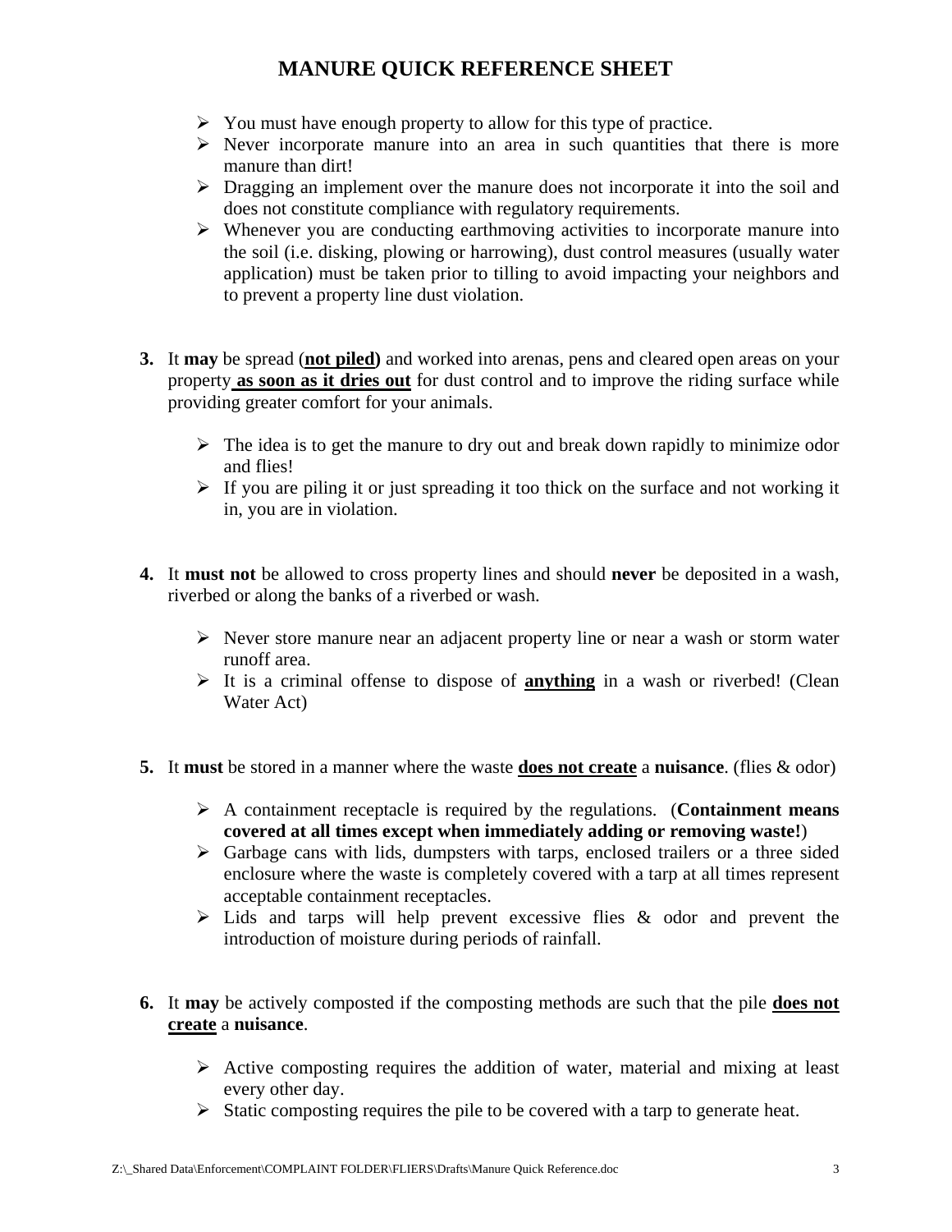# MANURE QUICK REFERENCE SHEET

- You must have enough property to allow for this type of practice.
- Never incorporate manure into an area in such quantities that there is more manure than dirt!
- Dragging an implement over the manure does not incorporate it into the soil and does not constitute compliance with regulatory requirements.
- Whenever you are conducting earthmoving activities to incorporate manure into the soil (i.e. disking, plowing or harrowing), dust control measures (usually water application) must be taken prior to tilling to avoid impacting your neighbors and to prevent a property line dust violation.

3. It **may** be spread (**<u>not piled</u>)** and worked into arenas, pens and cleared open areas on your property **<u>as soon as it dries out</u>** for dust control and to improve the riding surface while providing greater comfort for your animals.

   - The idea is to get the manure to dry out and break down rapidly to minimize odor and flies!
   - If you are piling it or just spreading it too thick on the surface and not working it in, you are in violation.

4. It **must not** be allowed to cross property lines and should **never** be deposited in a wash, riverbed or along the banks of a riverbed or wash.

   - Never store manure near an adjacent property line or near a wash or storm water runoff area.
   - It is a criminal offense to dispose of **<u>anything</u>** in a wash or riverbed! (Clean Water Act)

5. It **must** be stored in a manner where the waste **<u>does not create</u>** a **nuisance**. (flies & odor)

   - A containment receptacle is required by the regulations. (**Containment means covered at all times except when immediately adding or removing waste!**)
   - Garbage cans with lids, dumpsters with tarps, enclosed trailers or a three sided enclosure where the waste is completely covered with a tarp at all times represent acceptable containment receptacles.
   - Lids and tarps will help prevent excessive flies & odor and prevent the introduction of moisture during periods of rainfall.

6. It **may** be actively composted if the composting methods are such that the pile **<u>does not create</u>** a **nuisance**.

   - Active composting requires the addition of water, material and mixing at least every other day.
   - Static composting requires the pile to be covered with a tarp to generate heat.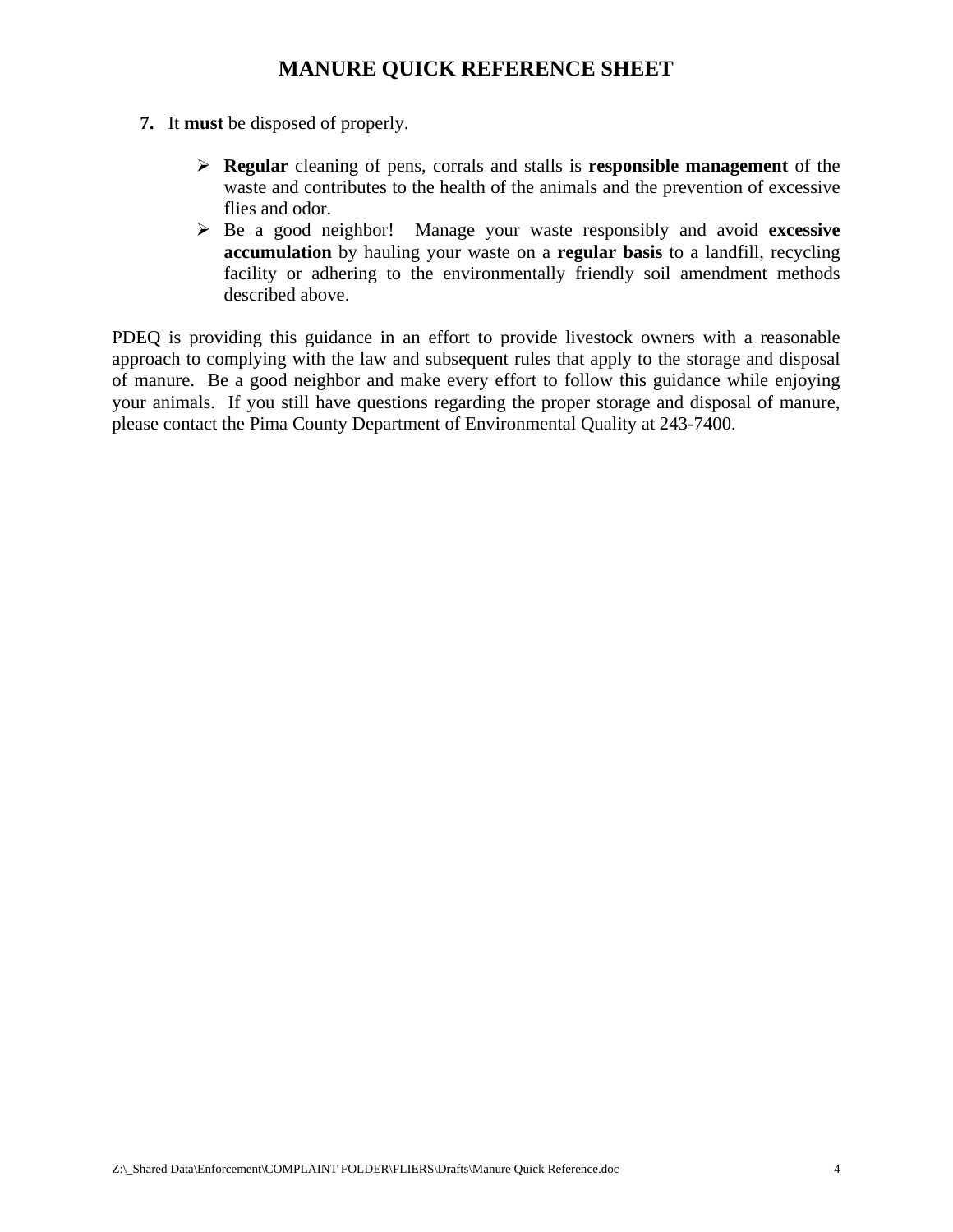# MANURE QUICK REFERENCE SHEET

7. It **must** be disposed of properly.

   - **Regular** cleaning of pens, corrals and stalls is **responsible management** of the waste and contributes to the health of the animals and the prevention of excessive flies and odor.
   - Be a good neighbor! Manage your waste responsibly and avoid **excessive accumulation** by hauling your waste on a **regular basis** to a landfill, recycling facility or adhering to the environmentally friendly soil amendment methods described above.

PDEQ is providing this guidance in an effort to provide livestock owners with a reasonable approach to complying with the law and subsequent rules that apply to the storage and disposal of manure. Be a good neighbor and make every effort to follow this guidance while enjoying your animals. If you still have questions regarding the proper storage and disposal of manure, please contact the Pima County Department of Environmental Quality at 243-7400.